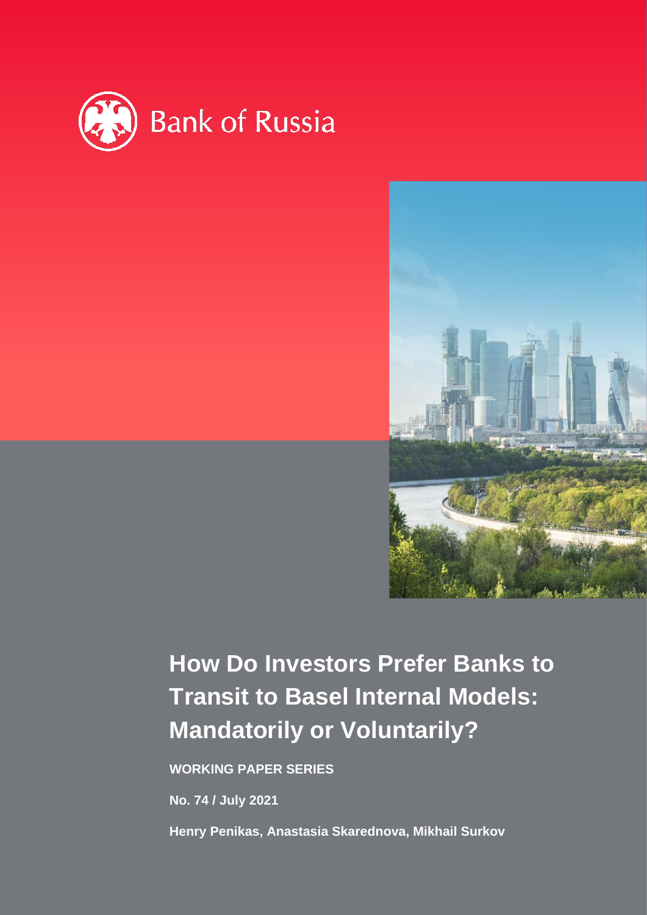Bank of Russia

# How Do Investors Prefer Banks to Transit to Basel Internal Models: Mandatorily or Voluntarily?

**WORKING PAPER SERIES**

**No. 74 / July 2021**

**Henry Penikas, Anastasia Skarednova, Mikhail Surkov**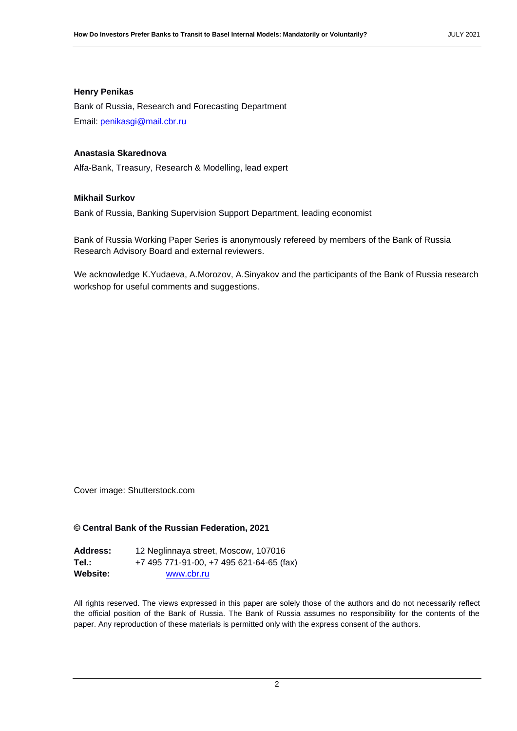**Henry Penikas**

Bank of Russia, Research and Forecasting Department

Email: penikasgi@mail.cbr.ru

**Anastasia Skarednova**

Alfa-Bank, Treasury, Research & Modelling, lead expert

**Mikhail Surkov**

Bank of Russia, Banking Supervision Support Department, leading economist

Bank of Russia Working Paper Series is anonymously refereed by members of the Bank of Russia Research Advisory Board and external reviewers.

We acknowledge K.Yudaeva, A.Morozov, A.Sinyakov and the participants of the Bank of Russia research workshop for useful comments and suggestions.

Cover image: Shutterstock.com

**© Central Bank of the Russian Federation, 2021**

| | |
|---|---|
| **Address:** | 12 Neglinnaya street, Moscow, 107016 |
| **Tel.:** | +7 495 771-91-00, +7 495 621-64-65 (fax) |
| **Website:** | www.cbr.ru |

All rights reserved. The views expressed in this paper are solely those of the authors and do not necessarily reflect the official position of the Bank of Russia. The Bank of Russia assumes no responsibility for the contents of the paper. Any reproduction of these materials is permitted only with the express consent of the authors.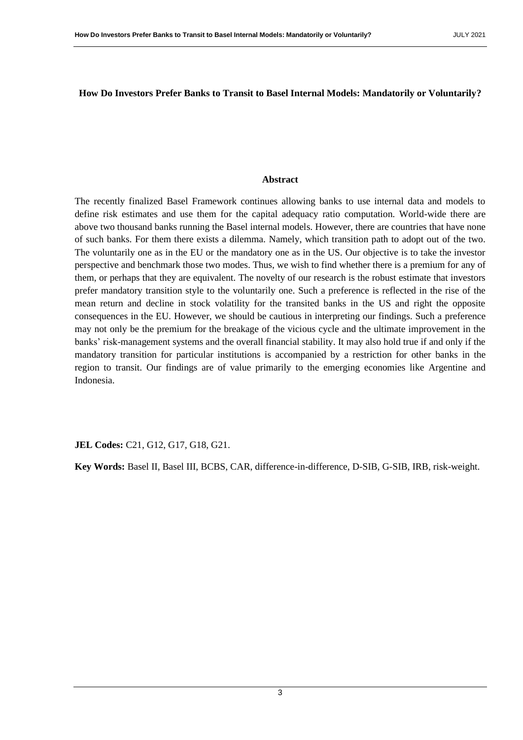# How Do Investors Prefer Banks to Transit to Basel Internal Models: Mandatorily or Voluntarily?

## Abstract

The recently finalized Basel Framework continues allowing banks to use internal data and models to define risk estimates and use them for the capital adequacy ratio computation. World-wide there are above two thousand banks running the Basel internal models. However, there are countries that have none of such banks. For them there exists a dilemma. Namely, which transition path to adopt out of the two. The voluntarily one as in the EU or the mandatory one as in the US. Our objective is to take the investor perspective and benchmark those two modes. Thus, we wish to find whether there is a premium for any of them, or perhaps that they are equivalent. The novelty of our research is the robust estimate that investors prefer mandatory transition style to the voluntarily one. Such a preference is reflected in the rise of the mean return and decline in stock volatility for the transited banks in the US and right the opposite consequences in the EU. However, we should be cautious in interpreting our findings. Such a preference may not only be the premium for the breakage of the vicious cycle and the ultimate improvement in the banks' risk-management systems and the overall financial stability. It may also hold true if and only if the mandatory transition for particular institutions is accompanied by a restriction for other banks in the region to transit. Our findings are of value primarily to the emerging economies like Argentine and Indonesia.

**JEL Codes:** C21, G12, G17, G18, G21.

**Key Words:** Basel II, Basel III, BCBS, CAR, difference-in-difference, D-SIB, G-SIB, IRB, risk-weight.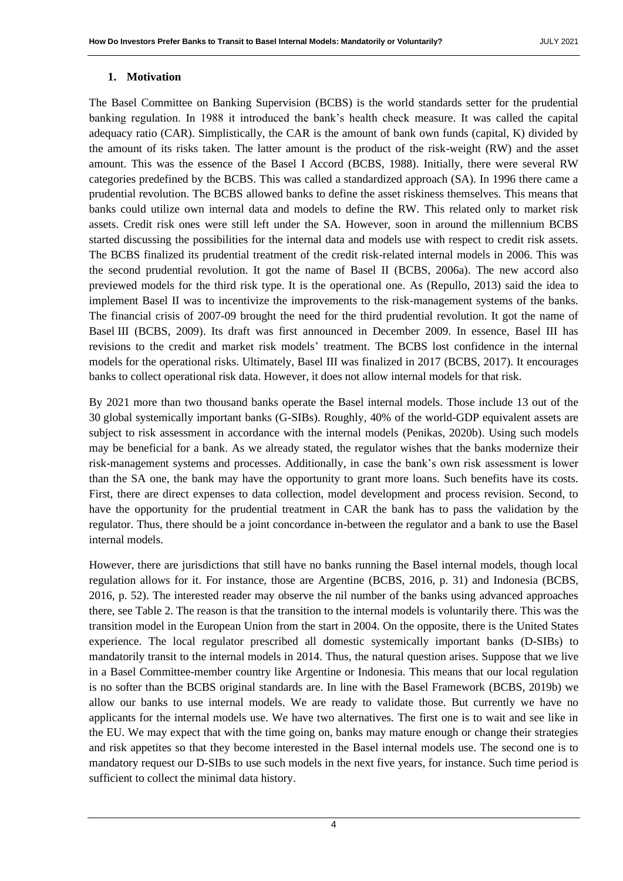## 1. Motivation

The Basel Committee on Banking Supervision (BCBS) is the world standards setter for the prudential banking regulation. In 1988 it introduced the bank's health check measure. It was called the capital adequacy ratio (CAR). Simplistically, the CAR is the amount of bank own funds (capital, K) divided by the amount of its risks taken. The latter amount is the product of the risk-weight (RW) and the asset amount. This was the essence of the Basel I Accord (BCBS, 1988). Initially, there were several RW categories predefined by the BCBS. This was called a standardized approach (SA). In 1996 there came a prudential revolution. The BCBS allowed banks to define the asset riskiness themselves. This means that banks could utilize own internal data and models to define the RW. This related only to market risk assets. Credit risk ones were still left under the SA. However, soon in around the millennium BCBS started discussing the possibilities for the internal data and models use with respect to credit risk assets. The BCBS finalized its prudential treatment of the credit risk-related internal models in 2006. This was the second prudential revolution. It got the name of Basel II (BCBS, 2006a). The new accord also previewed models for the third risk type. It is the operational one. As (Repullo, 2013) said the idea to implement Basel II was to incentivize the improvements to the risk-management systems of the banks. The financial crisis of 2007-09 brought the need for the third prudential revolution. It got the name of Basel III (BCBS, 2009). Its draft was first announced in December 2009. In essence, Basel III has revisions to the credit and market risk models' treatment. The BCBS lost confidence in the internal models for the operational risks. Ultimately, Basel III was finalized in 2017 (BCBS, 2017). It encourages banks to collect operational risk data. However, it does not allow internal models for that risk.

By 2021 more than two thousand banks operate the Basel internal models. Those include 13 out of the 30 global systemically important banks (G-SIBs). Roughly, 40% of the world-GDP equivalent assets are subject to risk assessment in accordance with the internal models (Penikas, 2020b). Using such models may be beneficial for a bank. As we already stated, the regulator wishes that the banks modernize their risk-management systems and processes. Additionally, in case the bank's own risk assessment is lower than the SA one, the bank may have the opportunity to grant more loans. Such benefits have its costs. First, there are direct expenses to data collection, model development and process revision. Second, to have the opportunity for the prudential treatment in CAR the bank has to pass the validation by the regulator. Thus, there should be a joint concordance in-between the regulator and a bank to use the Basel internal models.

However, there are jurisdictions that still have no banks running the Basel internal models, though local regulation allows for it. For instance, those are Argentine (BCBS, 2016, p. 31) and Indonesia (BCBS, 2016, p. 52). The interested reader may observe the nil number of the banks using advanced approaches there, see Table 2. The reason is that the transition to the internal models is voluntarily there. This was the transition model in the European Union from the start in 2004. On the opposite, there is the United States experience. The local regulator prescribed all domestic systemically important banks (D-SIBs) to mandatorily transit to the internal models in 2014. Thus, the natural question arises. Suppose that we live in a Basel Committee-member country like Argentine or Indonesia. This means that our local regulation is no softer than the BCBS original standards are. In line with the Basel Framework (BCBS, 2019b) we allow our banks to use internal models. We are ready to validate those. But currently we have no applicants for the internal models use. We have two alternatives. The first one is to wait and see like in the EU. We may expect that with the time going on, banks may mature enough or change their strategies and risk appetites so that they become interested in the Basel internal models use. The second one is to mandatory request our D-SIBs to use such models in the next five years, for instance. Such time period is sufficient to collect the minimal data history.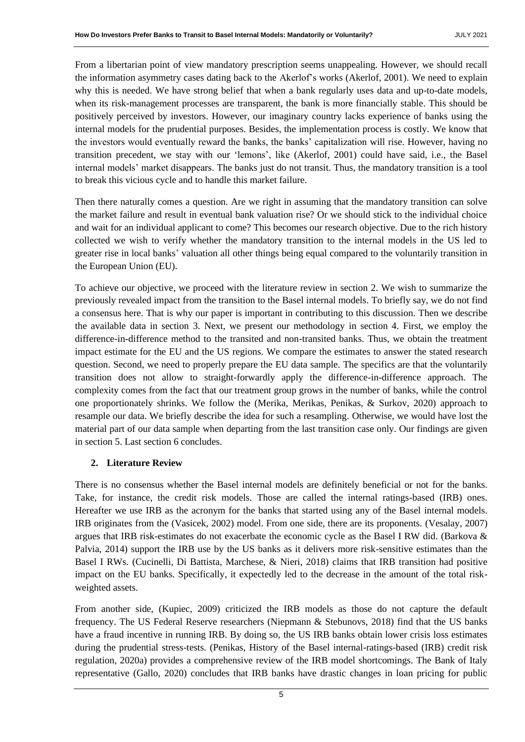From a libertarian point of view mandatory prescription seems unappealing. However, we should recall the information asymmetry cases dating back to the Akerlof's works (Akerlof, 2001). We need to explain why this is needed. We have strong belief that when a bank regularly uses data and up-to-date models, when its risk-management processes are transparent, the bank is more financially stable. This should be positively perceived by investors. However, our imaginary country lacks experience of banks using the internal models for the prudential purposes. Besides, the implementation process is costly. We know that the investors would eventually reward the banks, the banks' capitalization will rise. However, having no transition precedent, we stay with our 'lemons', like (Akerlof, 2001) could have said, i.e., the Basel internal models' market disappears. The banks just do not transit. Thus, the mandatory transition is a tool to break this vicious cycle and to handle this market failure.

Then there naturally comes a question. Are we right in assuming that the mandatory transition can solve the market failure and result in eventual bank valuation rise? Or we should stick to the individual choice and wait for an individual applicant to come? This becomes our research objective. Due to the rich history collected we wish to verify whether the mandatory transition to the internal models in the US led to greater rise in local banks' valuation all other things being equal compared to the voluntarily transition in the European Union (EU).

To achieve our objective, we proceed with the literature review in section 2. We wish to summarize the previously revealed impact from the transition to the Basel internal models. To briefly say, we do not find a consensus here. That is why our paper is important in contributing to this discussion. Then we describe the available data in section 3. Next, we present our methodology in section 4. First, we employ the difference-in-difference method to the transited and non-transited banks. Thus, we obtain the treatment impact estimate for the EU and the US regions. We compare the estimates to answer the stated research question. Second, we need to properly prepare the EU data sample. The specifics are that the voluntarily transition does not allow to straight-forwardly apply the difference-in-difference approach. The complexity comes from the fact that our treatment group grows in the number of banks, while the control one proportionately shrinks. We follow the (Merika, Merikas, Penikas, & Surkov, 2020) approach to resample our data. We briefly describe the idea for such a resampling. Otherwise, we would have lost the material part of our data sample when departing from the last transition case only. Our findings are given in section 5. Last section 6 concludes.

## 2. Literature Review

There is no consensus whether the Basel internal models are definitely beneficial or not for the banks. Take, for instance, the credit risk models. Those are called the internal ratings-based (IRB) ones. Hereafter we use IRB as the acronym for the banks that started using any of the Basel internal models. IRB originates from the (Vasicek, 2002) model. From one side, there are its proponents. (Vesalay, 2007) argues that IRB risk-estimates do not exacerbate the economic cycle as the Basel I RW did. (Barkova & Palvia, 2014) support the IRB use by the US banks as it delivers more risk-sensitive estimates than the Basel I RWs. (Cucinelli, Di Battista, Marchese, & Nieri, 2018) claims that IRB transition had positive impact on the EU banks. Specifically, it expectedly led to the decrease in the amount of the total risk-weighted assets.

From another side, (Kupiec, 2009) criticized the IRB models as those do not capture the default frequency. The US Federal Reserve researchers (Niepmann & Stebunovs, 2018) find that the US banks have a fraud incentive in running IRB. By doing so, the US IRB banks obtain lower crisis loss estimates during the prudential stress-tests. (Penikas, History of the Basel internal-ratings-based (IRB) credit risk regulation, 2020a) provides a comprehensive review of the IRB model shortcomings. The Bank of Italy representative (Gallo, 2020) concludes that IRB banks have drastic changes in loan pricing for public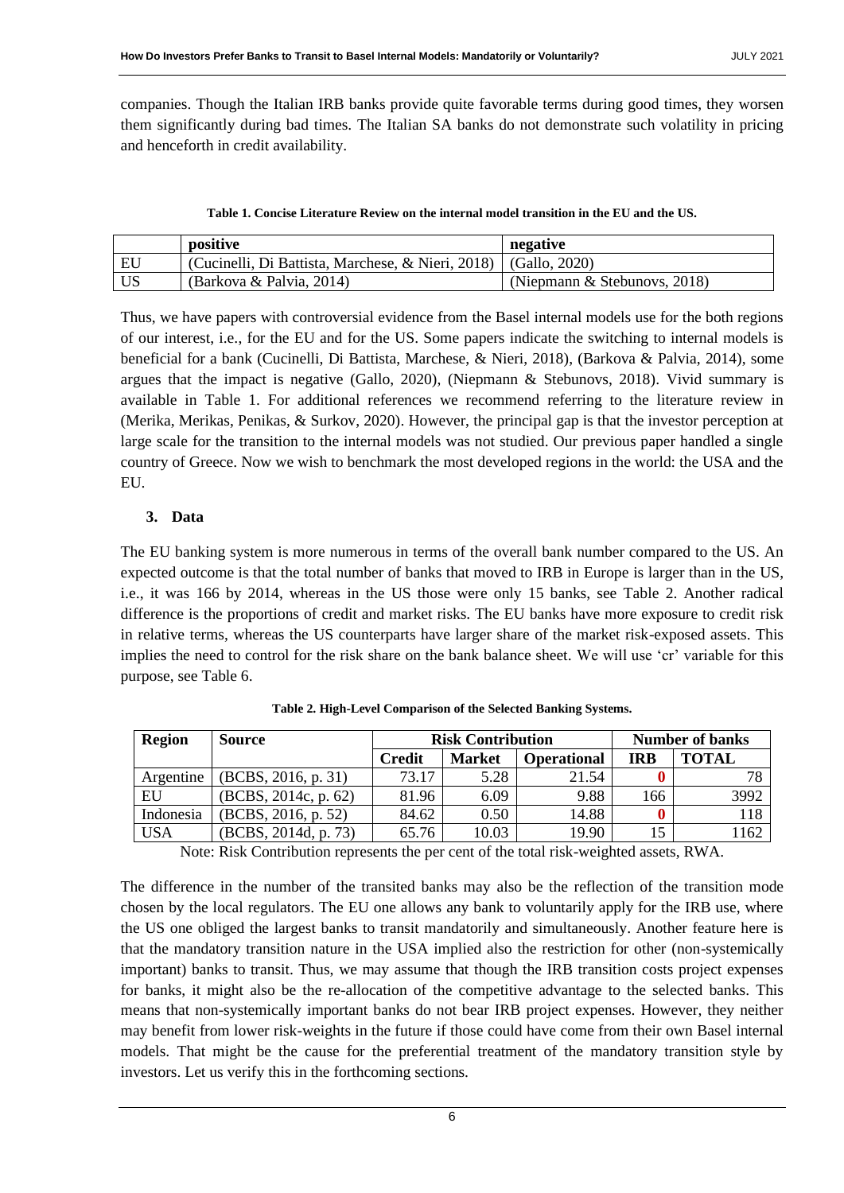companies. Though the Italian IRB banks provide quite favorable terms during good times, they worsen them significantly during bad times. The Italian SA banks do not demonstrate such volatility in pricing and henceforth in credit availability.

**Table 1. Concise Literature Review on the internal model transition in the EU and the US.**

| | positive | negative |
|---|---|---|
| EU | (Cucinelli, Di Battista, Marchese, & Nieri, 2018) | (Gallo, 2020) |
| US | (Barkova & Palvia, 2014) | (Niepmann & Stebunovs, 2018) |

Thus, we have papers with controversial evidence from the Basel internal models use for the both regions of our interest, i.e., for the EU and for the US. Some papers indicate the switching to internal models is beneficial for a bank (Cucinelli, Di Battista, Marchese, & Nieri, 2018), (Barkova & Palvia, 2014), some argues that the impact is negative (Gallo, 2020), (Niepmann & Stebunovs, 2018). Vivid summary is available in Table 1. For additional references we recommend referring to the literature review in (Merika, Merikas, Penikas, & Surkov, 2020). However, the principal gap is that the investor perception at large scale for the transition to the internal models was not studied. Our previous paper handled a single country of Greece. Now we wish to benchmark the most developed regions in the world: the USA and the EU.

## 3. Data

The EU banking system is more numerous in terms of the overall bank number compared to the US. An expected outcome is that the total number of banks that moved to IRB in Europe is larger than in the US, i.e., it was 166 by 2014, whereas in the US those were only 15 banks, see Table 2. Another radical difference is the proportions of credit and market risks. The EU banks have more exposure to credit risk in relative terms, whereas the US counterparts have larger share of the market risk-exposed assets. This implies the need to control for the risk share on the bank balance sheet. We will use 'cr' variable for this purpose, see Table 6.

**Table 2. High-Level Comparison of the Selected Banking Systems.**

| Region | Source | Risk Contribution | | | Number of banks | |
|---|---|---|---|---|---|---|
| | | Credit | Market | Operational | IRB | TOTAL |
| Argentine | (BCBS, 2016, p. 31) | 73.17 | 5.28 | 21.54 | **0** | 78 |
| EU | (BCBS, 2014c, p. 62) | 81.96 | 6.09 | 9.88 | 166 | 3992 |
| Indonesia | (BCBS, 2016, p. 52) | 84.62 | 0.50 | 14.88 | **0** | 118 |
| USA | (BCBS, 2014d, p. 73) | 65.76 | 10.03 | 19.90 | 15 | 1162 |

Note: Risk Contribution represents the per cent of the total risk-weighted assets, RWA.

The difference in the number of the transited banks may also be the reflection of the transition mode chosen by the local regulators. The EU one allows any bank to voluntarily apply for the IRB use, where the US one obliged the largest banks to transit mandatorily and simultaneously. Another feature here is that the mandatory transition nature in the USA implied also the restriction for other (non-systemically important) banks to transit. Thus, we may assume that though the IRB transition costs project expenses for banks, it might also be the re-allocation of the competitive advantage to the selected banks. This means that non-systemically important banks do not bear IRB project expenses. However, they neither may benefit from lower risk-weights in the future if those could have come from their own Basel internal models. That might be the cause for the preferential treatment of the mandatory transition style by investors. Let us verify this in the forthcoming sections.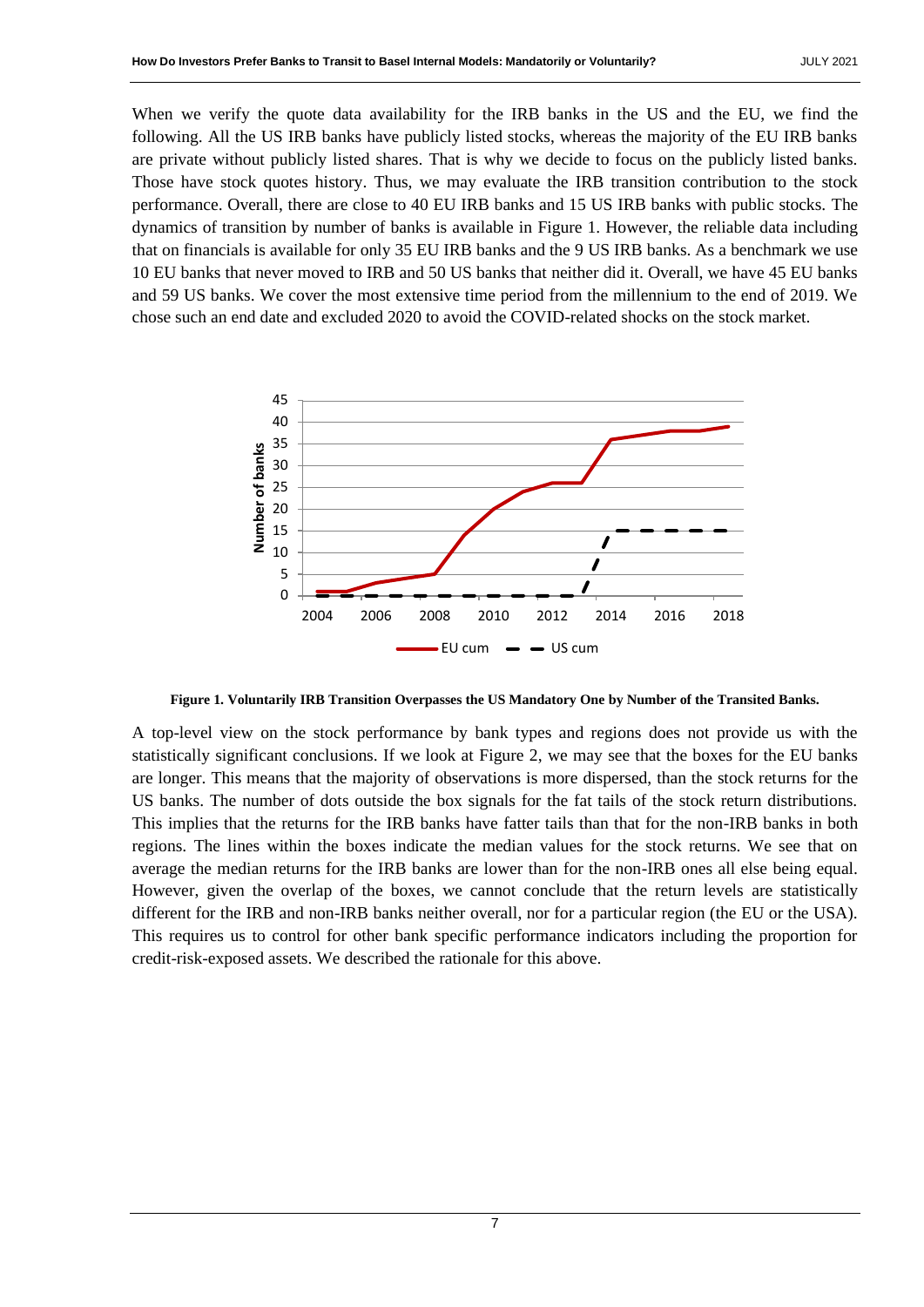When we verify the quote data availability for the IRB banks in the US and the EU, we find the following. All the US IRB banks have publicly listed stocks, whereas the majority of the EU IRB banks are private without publicly listed shares. That is why we decide to focus on the publicly listed banks. Those have stock quotes history. Thus, we may evaluate the IRB transition contribution to the stock performance. Overall, there are close to 40 EU IRB banks and 15 US IRB banks with public stocks. The dynamics of transition by number of banks is available in Figure 1. However, the reliable data including that on financials is available for only 35 EU IRB banks and the 9 US IRB banks. As a benchmark we use 10 EU banks that never moved to IRB and 50 US banks that neither did it. Overall, we have 45 EU banks and 59 US banks. We cover the most extensive time period from the millennium to the end of 2019. We chose such an end date and excluded 2020 to avoid the COVID-related shocks on the stock market.

**Figure 1. Voluntarily IRB Transition Overpasses the US Mandatory One by Number of the Transited Banks.**

A top-level view on the stock performance by bank types and regions does not provide us with the statistically significant conclusions. If we look at Figure 2, we may see that the boxes for the EU banks are longer. This means that the majority of observations is more dispersed, than the stock returns for the US banks. The number of dots outside the box signals for the fat tails of the stock return distributions. This implies that the returns for the IRB banks have fatter tails than that for the non-IRB banks in both regions. The lines within the boxes indicate the median values for the stock returns. We see that on average the median returns for the IRB banks are lower than for the non-IRB ones all else being equal. However, given the overlap of the boxes, we cannot conclude that the return levels are statistically different for the IRB and non-IRB banks neither overall, nor for a particular region (the EU or the USA). This requires us to control for other bank specific performance indicators including the proportion for credit-risk-exposed assets. We described the rationale for this above.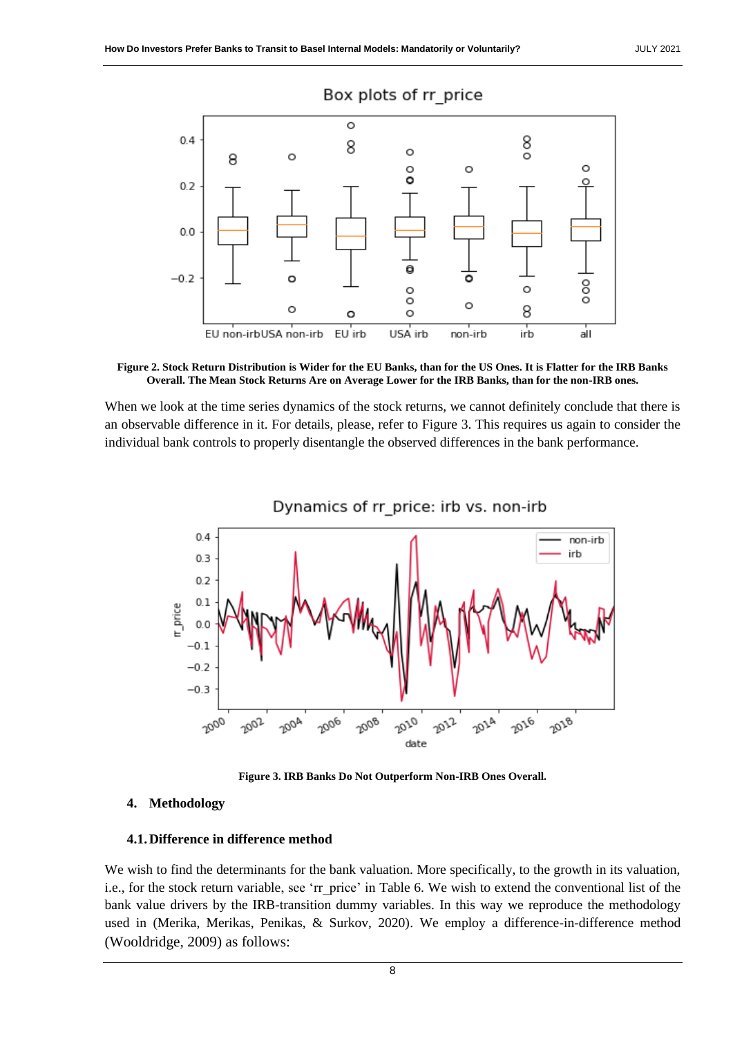**Figure 2. Stock Return Distribution is Wider for the EU Banks, than for the US Ones. It is Flatter for the IRB Banks Overall. The Mean Stock Returns Are on Average Lower for the IRB Banks, than for the non-IRB ones.**

When we look at the time series dynamics of the stock returns, we cannot definitely conclude that there is an observable difference in it. For details, please, refer to Figure 3. This requires us again to consider the individual bank controls to properly disentangle the observed differences in the bank performance.

**Figure 3. IRB Banks Do Not Outperform Non-IRB Ones Overall.**

## 4. Methodology

### 4.1. Difference in difference method

We wish to find the determinants for the bank valuation. More specifically, to the growth in its valuation, i.e., for the stock return variable, see 'rr_price' in Table 6. We wish to extend the conventional list of the bank value drivers by the IRB-transition dummy variables. In this way we reproduce the methodology used in (Merika, Merikas, Penikas, & Surkov, 2020). We employ a difference-in-difference method (Wooldridge, 2009) as follows: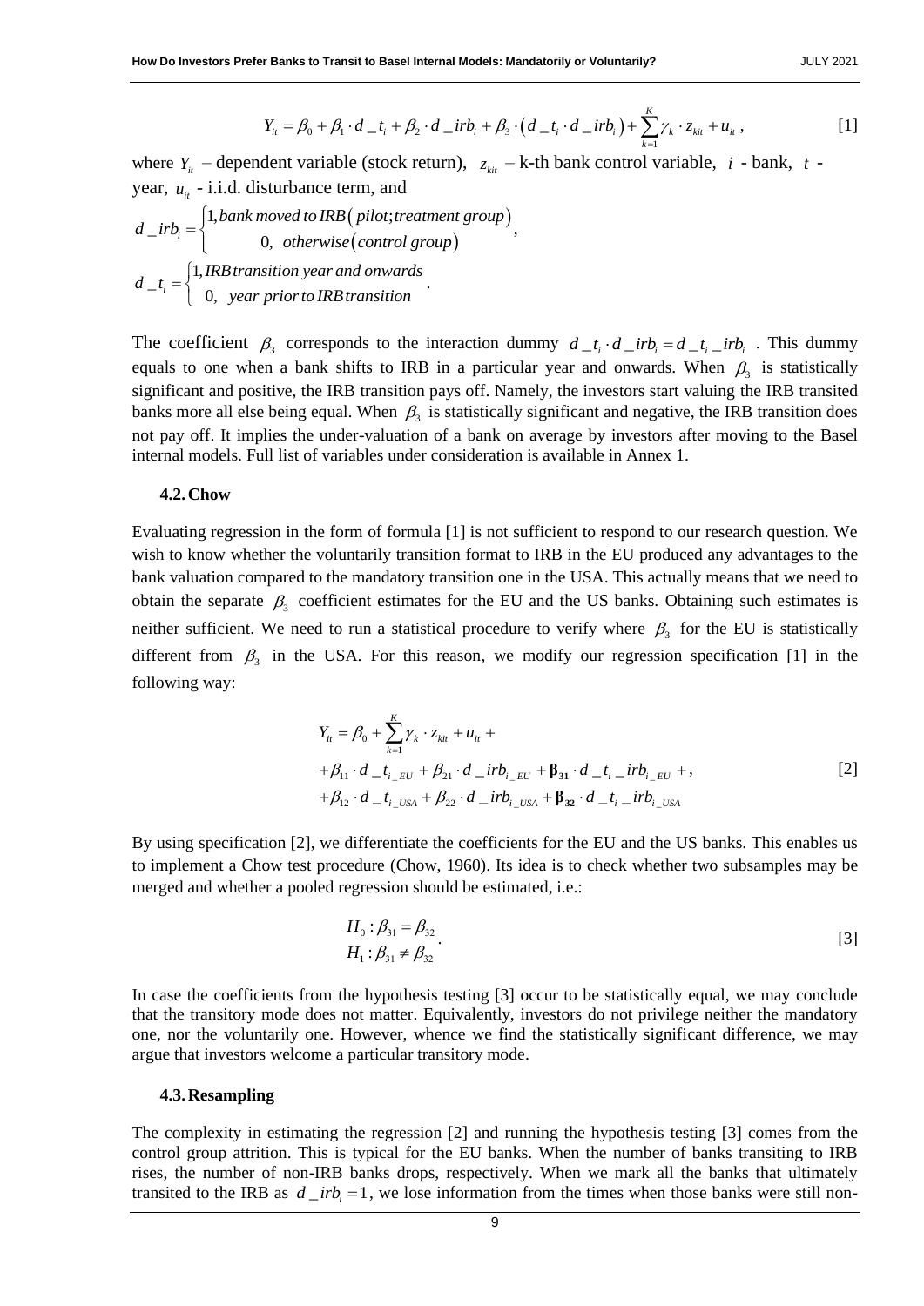$$Y_{it} = \beta_0 + \beta_1 \cdot d\_t_i + \beta_2 \cdot d\_irb_i + \beta_3 \cdot (d\_t_i \cdot d\_irb_i) + \sum_{k=1}^{K} \gamma_k \cdot z_{kit} + u_{it}\,, \quad [1]$$

where $Y_{it}$ – dependent variable (stock return), $z_{kit}$ – k-th bank control variable, $i$ - bank, $t$ - year, $u_{it}$ - i.i.d. disturbance term, and

$$d\_irb_i = \begin{cases} 1, \textit{bank moved to IRB}\,(\textit{pilot;treatment group}) \\ 0, \ \textit{otherwise}\,(\textit{control group}) \end{cases},$$

$$d\_t_i = \begin{cases} 1, \textit{IRB transition year and onwards} \\ 0, \ \textit{year prior to IRB transition} \end{cases}.$$

The coefficient $\beta_3$ corresponds to the interaction dummy $d\_t_i \cdot d\_irb_i = d\_t_i\_irb_i$. This dummy equals to one when a bank shifts to IRB in a particular year and onwards. When $\beta_3$ is statistically significant and positive, the IRB transition pays off. Namely, the investors start valuing the IRB transited banks more all else being equal. When $\beta_3$ is statistically significant and negative, the IRB transition does not pay off. It implies the under-valuation of a bank on average by investors after moving to the Basel internal models. Full list of variables under consideration is available in Annex 1.

### 4.2. Chow

Evaluating regression in the form of formula [1] is not sufficient to respond to our research question. We wish to know whether the voluntarily transition format to IRB in the EU produced any advantages to the bank valuation compared to the mandatory transition one in the USA. This actually means that we need to obtain the separate $\beta_3$ coefficient estimates for the EU and the US banks. Obtaining such estimates is neither sufficient. We need to run a statistical procedure to verify where $\beta_3$ for the EU is statistically different from $\beta_3$ in the USA. For this reason, we modify our regression specification [1] in the following way:

$$\begin{aligned} Y_{it} &= \beta_0 + \sum_{k=1}^{K} \gamma_k \cdot z_{kit} + u_{it} + \\ &+ \beta_{11} \cdot d\_t_{i\_EU} + \beta_{21} \cdot d\_irb_{i\_EU} + \boldsymbol{\beta_{31}} \cdot d\_t_i\_irb_{i\_EU} + , \\ &+ \beta_{12} \cdot d\_t_{i\_USA} + \beta_{22} \cdot d\_irb_{i\_USA} + \boldsymbol{\beta_{32}} \cdot d\_t_i\_irb_{i\_USA} \end{aligned} \quad [2]$$

By using specification [2], we differentiate the coefficients for the EU and the US banks. This enables us to implement a Chow test procedure (Chow, 1960). Its idea is to check whether two subsamples may be merged and whether a pooled regression should be estimated, i.e.:

$$\begin{aligned} H_0 &: \beta_{31} = \beta_{32} \\ H_1 &: \beta_{31} \neq \beta_{32} \end{aligned}. \quad [3]$$

In case the coefficients from the hypothesis testing [3] occur to be statistically equal, we may conclude that the transitory mode does not matter. Equivalently, investors do not privilege neither the mandatory one, nor the voluntarily one. However, whence we find the statistically significant difference, we may argue that investors welcome a particular transitory mode.

### 4.3. Resampling

The complexity in estimating the regression [2] and running the hypothesis testing [3] comes from the control group attrition. This is typical for the EU banks. When the number of banks transiting to IRB rises, the number of non-IRB banks drops, respectively. When we mark all the banks that ultimately transited to the IRB as $d\_irb_i = 1$, we lose information from the times when those banks were still non-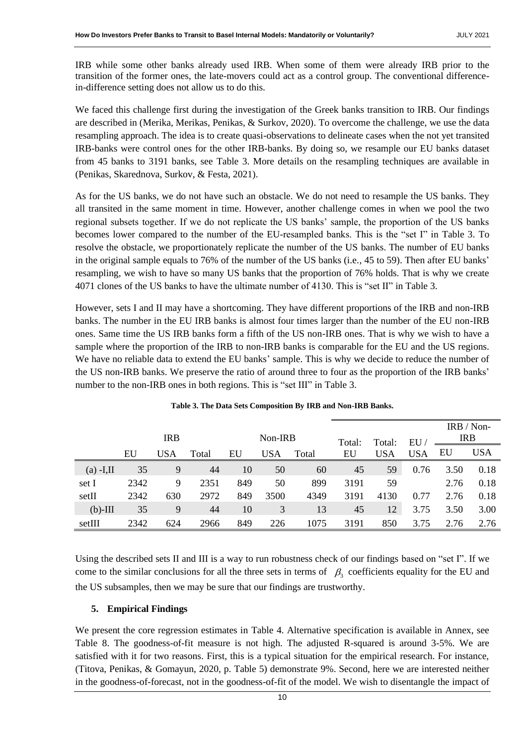IRB while some other banks already used IRB. When some of them were already IRB prior to the transition of the former ones, the late-movers could act as a control group. The conventional difference-in-difference setting does not allow us to do this.

We faced this challenge first during the investigation of the Greek banks transition to IRB. Our findings are described in (Merika, Merikas, Penikas, & Surkov, 2020). To overcome the challenge, we use the data resampling approach. The idea is to create quasi-observations to delineate cases when the not yet transited IRB-banks were control ones for the other IRB-banks. By doing so, we resample our EU banks dataset from 45 banks to 3191 banks, see Table 3. More details on the resampling techniques are available in (Penikas, Skarednova, Surkov, & Festa, 2021).

As for the US banks, we do not have such an obstacle. We do not need to resample the US banks. They all transited in the same moment in time. However, another challenge comes in when we pool the two regional subsets together. If we do not replicate the US banks' sample, the proportion of the US banks becomes lower compared to the number of the EU-resampled banks. This is the "set I" in Table 3. To resolve the obstacle, we proportionately replicate the number of the US banks. The number of EU banks in the original sample equals to 76% of the number of the US banks (i.e., 45 to 59). Then after EU banks' resampling, we wish to have so many US banks that the proportion of 76% holds. That is why we create 4071 clones of the US banks to have the ultimate number of 4130. This is "set II" in Table 3.

However, sets I and II may have a shortcoming. They have different proportions of the IRB and non-IRB banks. The number in the EU IRB banks is almost four times larger than the number of the EU non-IRB ones. Same time the US IRB banks form a fifth of the US non-IRB ones. That is why we wish to have a sample where the proportion of the IRB to non-IRB banks is comparable for the EU and the US regions. We have no reliable data to extend the EU banks' sample. This is why we decide to reduce the number of the US non-IRB banks. We preserve the ratio of around three to four as the proportion of the IRB banks' number to the non-IRB ones in both regions. This is "set III" in Table 3.

**Table 3. The Data Sets Composition By IRB and Non-IRB Banks.**

| | IRB | | | Non-IRB | | | Total: | Total: | EU / | IRB / Non-IRB | |
|---|---|---|---|---|---|---|---|---|---|---|---|
| | EU | USA | Total | EU | USA | Total | EU | USA | USA | EU | USA |
| (a) -I,II | 35 | 9 | 44 | 10 | 50 | 60 | 45 | 59 | 0.76 | 3.50 | 0.18 |
| set I | 2342 | 9 | 2351 | 849 | 50 | 899 | 3191 | 59 | | 2.76 | 0.18 |
| setII | 2342 | 630 | 2972 | 849 | 3500 | 4349 | 3191 | 4130 | 0.77 | 2.76 | 0.18 |
| (b)-III | 35 | 9 | 44 | 10 | 3 | 13 | 45 | 12 | 3.75 | 3.50 | 3.00 |
| setIII | 2342 | 624 | 2966 | 849 | 226 | 1075 | 3191 | 850 | 3.75 | 2.76 | 2.76 |

Using the described sets II and III is a way to run robustness check of our findings based on "set I". If we come to the similar conclusions for all the three sets in terms of $\beta_3$ coefficients equality for the EU and the US subsamples, then we may be sure that our findings are trustworthy.

## 5. Empirical Findings

We present the core regression estimates in Table 4. Alternative specification is available in Annex, see Table 8. The goodness-of-fit measure is not high. The adjusted R-squared is around 3-5%. We are satisfied with it for two reasons. First, this is a typical situation for the empirical research. For instance, (Titova, Penikas, & Gomayun, 2020, p. Table 5) demonstrate 9%. Second, here we are interested neither in the goodness-of-forecast, not in the goodness-of-fit of the model. We wish to disentangle the impact of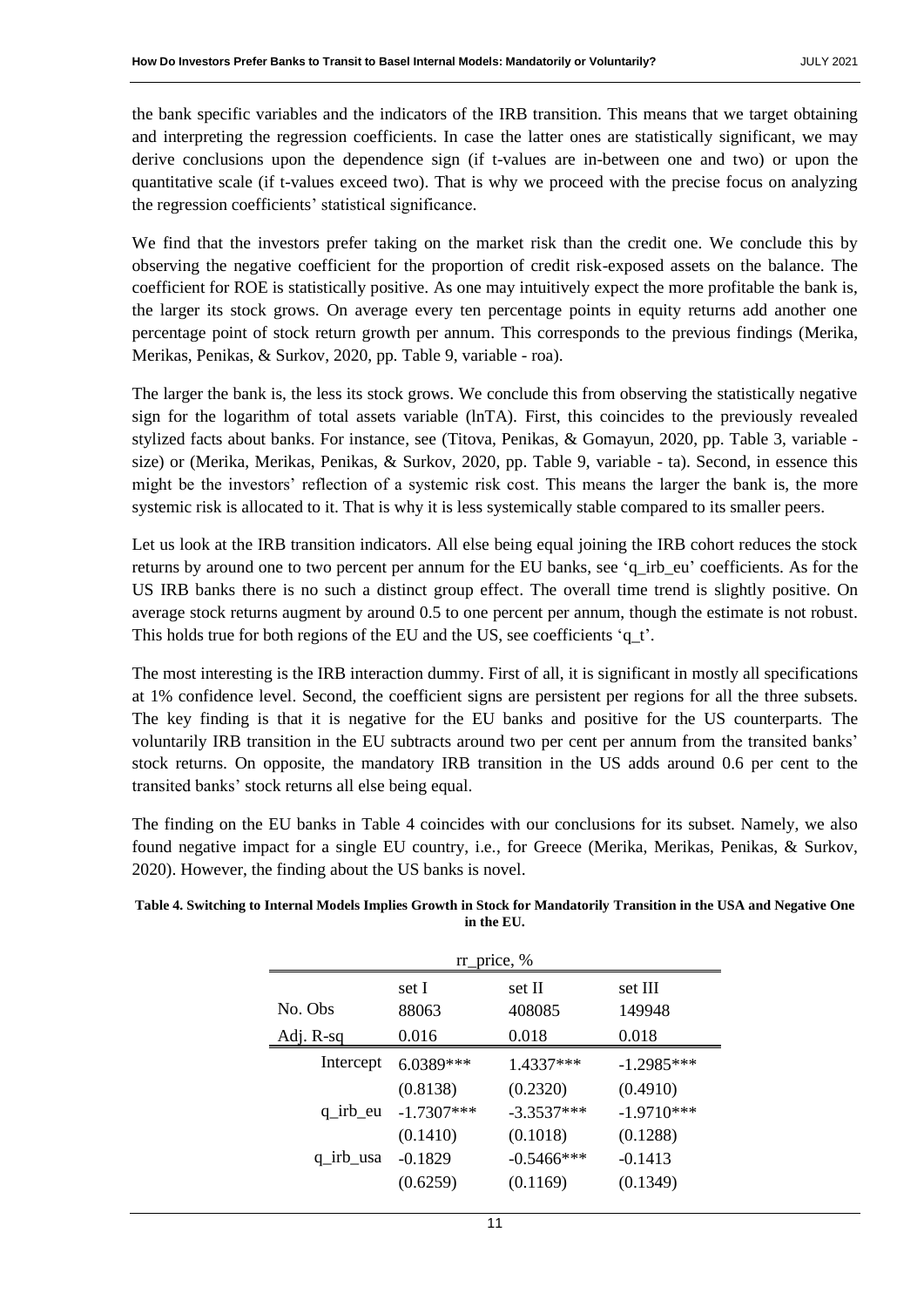the bank specific variables and the indicators of the IRB transition. This means that we target obtaining and interpreting the regression coefficients. In case the latter ones are statistically significant, we may derive conclusions upon the dependence sign (if t-values are in-between one and two) or upon the quantitative scale (if t-values exceed two). That is why we proceed with the precise focus on analyzing the regression coefficients' statistical significance.

We find that the investors prefer taking on the market risk than the credit one. We conclude this by observing the negative coefficient for the proportion of credit risk-exposed assets on the balance. The coefficient for ROE is statistically positive. As one may intuitively expect the more profitable the bank is, the larger its stock grows. On average every ten percentage points in equity returns add another one percentage point of stock return growth per annum. This corresponds to the previous findings (Merika, Merikas, Penikas, & Surkov, 2020, pp. Table 9, variable - roa).

The larger the bank is, the less its stock grows. We conclude this from observing the statistically negative sign for the logarithm of total assets variable (lnTA). First, this coincides to the previously revealed stylized facts about banks. For instance, see (Titova, Penikas, & Gomayun, 2020, pp. Table 3, variable - size) or (Merika, Merikas, Penikas, & Surkov, 2020, pp. Table 9, variable - ta). Second, in essence this might be the investors' reflection of a systemic risk cost. This means the larger the bank is, the more systemic risk is allocated to it. That is why it is less systemically stable compared to its smaller peers.

Let us look at the IRB transition indicators. All else being equal joining the IRB cohort reduces the stock returns by around one to two percent per annum for the EU banks, see 'q_irb_eu' coefficients. As for the US IRB banks there is no such a distinct group effect. The overall time trend is slightly positive. On average stock returns augment by around 0.5 to one percent per annum, though the estimate is not robust. This holds true for both regions of the EU and the US, see coefficients 'q_t'.

The most interesting is the IRB interaction dummy. First of all, it is significant in mostly all specifications at 1% confidence level. Second, the coefficient signs are persistent per regions for all the three subsets. The key finding is that it is negative for the EU banks and positive for the US counterparts. The voluntarily IRB transition in the EU subtracts around two per cent per annum from the transited banks' stock returns. On opposite, the mandatory IRB transition in the US adds around 0.6 per cent to the transited banks' stock returns all else being equal.

The finding on the EU banks in Table 4 coincides with our conclusions for its subset. Namely, we also found negative impact for a single EU country, i.e., for Greece (Merika, Merikas, Penikas, & Surkov, 2020). However, the finding about the US banks is novel.

**Table 4. Switching to Internal Models Implies Growth in Stock for Mandatorily Transition in the USA and Negative One in the EU.**

| | rr_price, % | | |
|---|---|---|---|
| | set I | set II | set III |
| No. Obs | 88063 | 408085 | 149948 |
| Adj. R-sq | 0.016 | 0.018 | 0.018 |
| Intercept | 6.0389*** | 1.4337*** | -1.2985*** |
| | (0.8138) | (0.2320) | (0.4910) |
| q_irb_eu | -1.7307*** | -3.3537*** | -1.9710*** |
| | (0.1410) | (0.1018) | (0.1288) |
| q_irb_usa | -0.1829 | -0.5466*** | -0.1413 |
| | (0.6259) | (0.1169) | (0.1349) |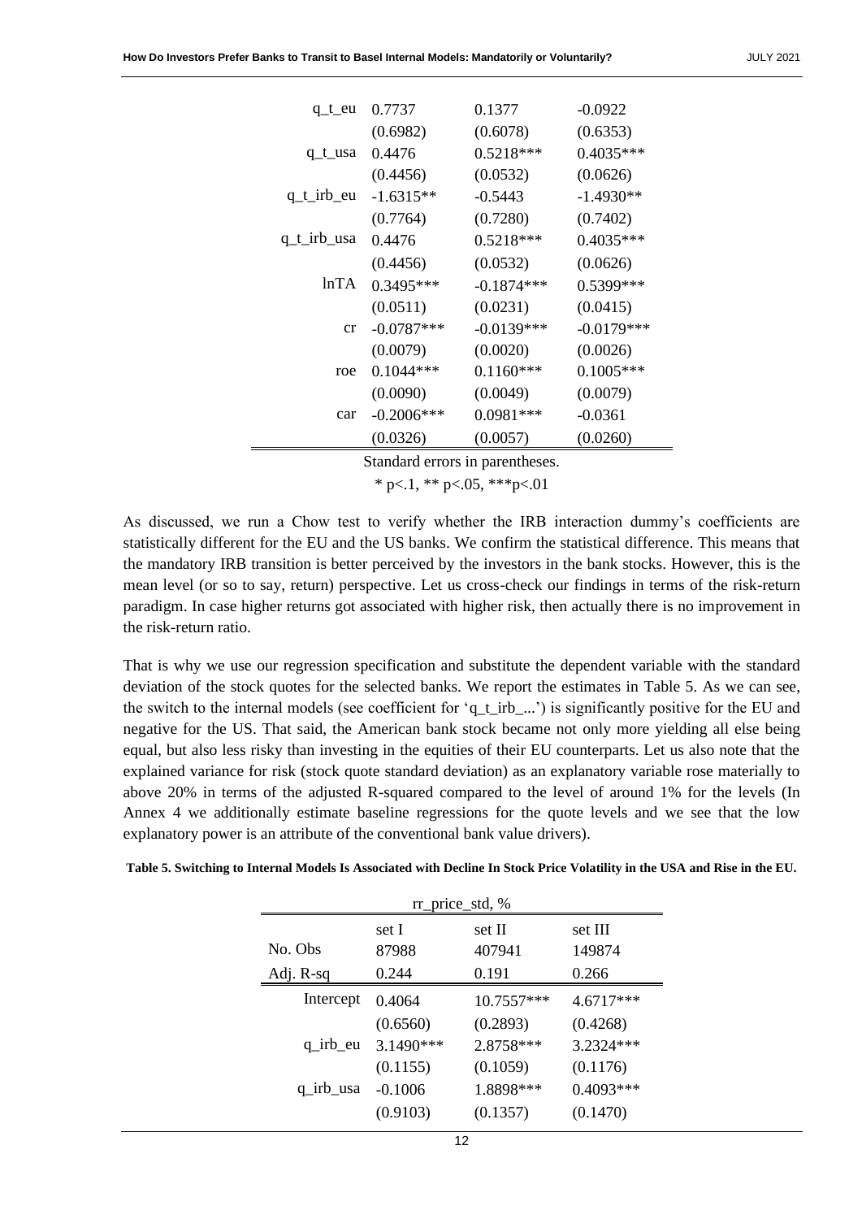| | | | |
|---|---|---|---|
| q_t_eu | 0.7737 | 0.1377 | -0.0922 |
| | (0.6982) | (0.6078) | (0.6353) |
| q_t_usa | 0.4476 | 0.5218*** | 0.4035*** |
| | (0.4456) | (0.0532) | (0.0626) |
| q_t_irb_eu | -1.6315** | -0.5443 | -1.4930** |
| | (0.7764) | (0.7280) | (0.7402) |
| q_t_irb_usa | 0.4476 | 0.5218*** | 0.4035*** |
| | (0.4456) | (0.0532) | (0.0626) |
| lnTA | 0.3495*** | -0.1874*** | 0.5399*** |
| | (0.0511) | (0.0231) | (0.0415) |
| cr | -0.0787*** | -0.0139*** | -0.0179*** |
| | (0.0079) | (0.0020) | (0.0026) |
| roe | 0.1044*** | 0.1160*** | 0.1005*** |
| | (0.0090) | (0.0049) | (0.0079) |
| car | -0.2006*** | 0.0981*** | -0.0361 |
| | (0.0326) | (0.0057) | (0.0260) |

Standard errors in parentheses.

* p<.1, ** p<.05, ***p<.01

As discussed, we run a Chow test to verify whether the IRB interaction dummy's coefficients are statistically different for the EU and the US banks. We confirm the statistical difference. This means that the mandatory IRB transition is better perceived by the investors in the bank stocks. However, this is the mean level (or so to say, return) perspective. Let us cross-check our findings in terms of the risk-return paradigm. In case higher returns got associated with higher risk, then actually there is no improvement in the risk-return ratio.

That is why we use our regression specification and substitute the dependent variable with the standard deviation of the stock quotes for the selected banks. We report the estimates in Table 5. As we can see, the switch to the internal models (see coefficient for 'q_t_irb_...') is significantly positive for the EU and negative for the US. That said, the American bank stock became not only more yielding all else being equal, but also less risky than investing in the equities of their EU counterparts. Let us also note that the explained variance for risk (stock quote standard deviation) as an explanatory variable rose materially to above 20% in terms of the adjusted R-squared compared to the level of around 1% for the levels (In Annex 4 we additionally estimate baseline regressions for the quote levels and we see that the low explanatory power is an attribute of the conventional bank value drivers).

**Table 5. Switching to Internal Models Is Associated with Decline In Stock Price Volatility in the USA and Rise in the EU.**

| | rr_price_std, % | | |
|---|---|---|---|
| | set I | set II | set III |
| No. Obs | 87988 | 407941 | 149874 |
| Adj. R-sq | 0.244 | 0.191 | 0.266 |
| Intercept | 0.4064 | 10.7557*** | 4.6717*** |
| | (0.6560) | (0.2893) | (0.4268) |
| q_irb_eu | 3.1490*** | 2.8758*** | 3.2324*** |
| | (0.1155) | (0.1059) | (0.1176) |
| q_irb_usa | -0.1006 | 1.8898*** | 0.4093*** |
| | (0.9103) | (0.1357) | (0.1470) |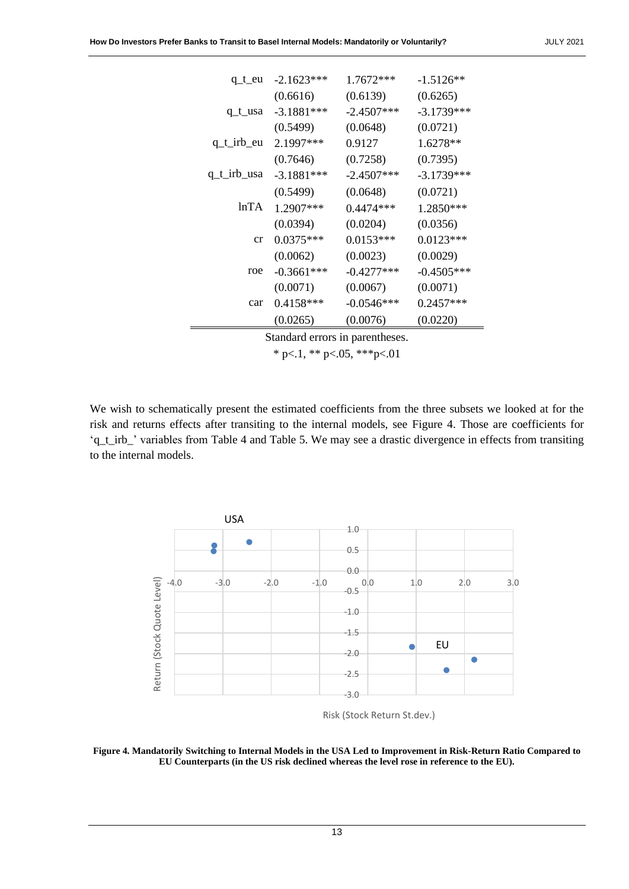| | | | |
|---|---|---|---|
| q_t_eu | -2.1623*** | 1.7672*** | -1.5126** |
| | (0.6616) | (0.6139) | (0.6265) |
| q_t_usa | -3.1881*** | -2.4507*** | -3.1739*** |
| | (0.5499) | (0.0648) | (0.0721) |
| q_t_irb_eu | 2.1997*** | 0.9127 | 1.6278** |
| | (0.7646) | (0.7258) | (0.7395) |
| q_t_irb_usa | -3.1881*** | -2.4507*** | -3.1739*** |
| | (0.5499) | (0.0648) | (0.0721) |
| lnTA | 1.2907*** | 0.4474*** | 1.2850*** |
| | (0.0394) | (0.0204) | (0.0356) |
| cr | 0.0375*** | 0.0153*** | 0.0123*** |
| | (0.0062) | (0.0023) | (0.0029) |
| roe | -0.3661*** | -0.4277*** | -0.4505*** |
| | (0.0071) | (0.0067) | (0.0071) |
| car | 0.4158*** | -0.0546*** | 0.2457*** |
| | (0.0265) | (0.0076) | (0.0220) |

Standard errors in parentheses.

* p<.1, ** p<.05, ***p<.01

We wish to schematically present the estimated coefficients from the three subsets we looked at for the risk and returns effects after transiting to the internal models, see Figure 4. Those are coefficients for 'q_t_irb_' variables from Table 4 and Table 5. We may see a drastic divergence in effects from transiting to the internal models.

**Figure 4. Mandatorily Switching to Internal Models in the USA Led to Improvement in Risk-Return Ratio Compared to EU Counterparts (in the US risk declined whereas the level rose in reference to the EU).**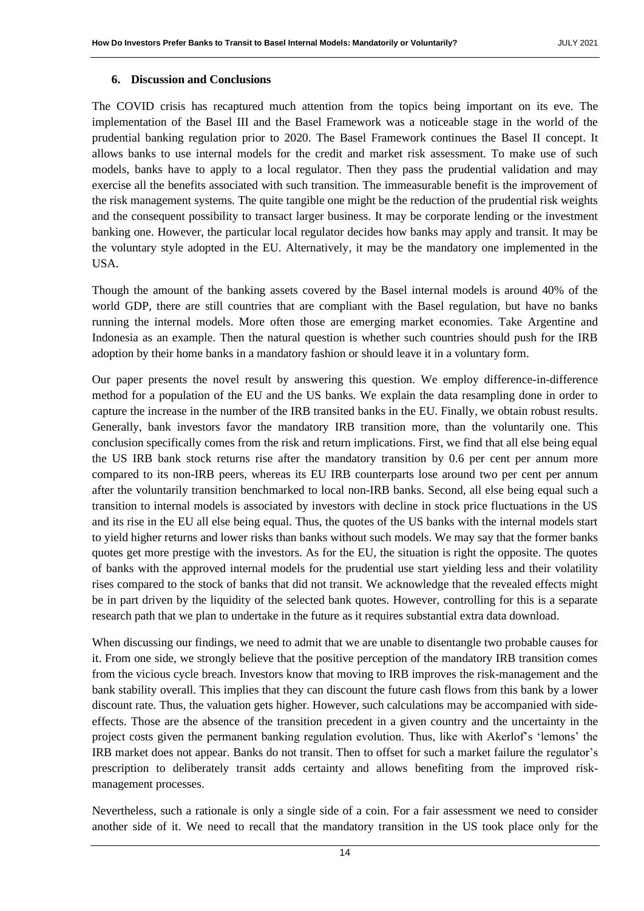## 6. Discussion and Conclusions

The COVID crisis has recaptured much attention from the topics being important on its eve. The implementation of the Basel III and the Basel Framework was a noticeable stage in the world of the prudential banking regulation prior to 2020. The Basel Framework continues the Basel II concept. It allows banks to use internal models for the credit and market risk assessment. To make use of such models, banks have to apply to a local regulator. Then they pass the prudential validation and may exercise all the benefits associated with such transition. The immeasurable benefit is the improvement of the risk management systems. The quite tangible one might be the reduction of the prudential risk weights and the consequent possibility to transact larger business. It may be corporate lending or the investment banking one. However, the particular local regulator decides how banks may apply and transit. It may be the voluntary style adopted in the EU. Alternatively, it may be the mandatory one implemented in the USA.

Though the amount of the banking assets covered by the Basel internal models is around 40% of the world GDP, there are still countries that are compliant with the Basel regulation, but have no banks running the internal models. More often those are emerging market economies. Take Argentine and Indonesia as an example. Then the natural question is whether such countries should push for the IRB adoption by their home banks in a mandatory fashion or should leave it in a voluntary form.

Our paper presents the novel result by answering this question. We employ difference-in-difference method for a population of the EU and the US banks. We explain the data resampling done in order to capture the increase in the number of the IRB transited banks in the EU. Finally, we obtain robust results. Generally, bank investors favor the mandatory IRB transition more, than the voluntarily one. This conclusion specifically comes from the risk and return implications. First, we find that all else being equal the US IRB bank stock returns rise after the mandatory transition by 0.6 per cent per annum more compared to its non-IRB peers, whereas its EU IRB counterparts lose around two per cent per annum after the voluntarily transition benchmarked to local non-IRB banks. Second, all else being equal such a transition to internal models is associated by investors with decline in stock price fluctuations in the US and its rise in the EU all else being equal. Thus, the quotes of the US banks with the internal models start to yield higher returns and lower risks than banks without such models. We may say that the former banks quotes get more prestige with the investors. As for the EU, the situation is right the opposite. The quotes of banks with the approved internal models for the prudential use start yielding less and their volatility rises compared to the stock of banks that did not transit. We acknowledge that the revealed effects might be in part driven by the liquidity of the selected bank quotes. However, controlling for this is a separate research path that we plan to undertake in the future as it requires substantial extra data download.

When discussing our findings, we need to admit that we are unable to disentangle two probable causes for it. From one side, we strongly believe that the positive perception of the mandatory IRB transition comes from the vicious cycle breach. Investors know that moving to IRB improves the risk-management and the bank stability overall. This implies that they can discount the future cash flows from this bank by a lower discount rate. Thus, the valuation gets higher. However, such calculations may be accompanied with side-effects. Those are the absence of the transition precedent in a given country and the uncertainty in the project costs given the permanent banking regulation evolution. Thus, like with Akerlof's 'lemons' the IRB market does not appear. Banks do not transit. Then to offset for such a market failure the regulator's prescription to deliberately transit adds certainty and allows benefiting from the improved risk-management processes.

Nevertheless, such a rationale is only a single side of a coin. For a fair assessment we need to consider another side of it. We need to recall that the mandatory transition in the US took place only for the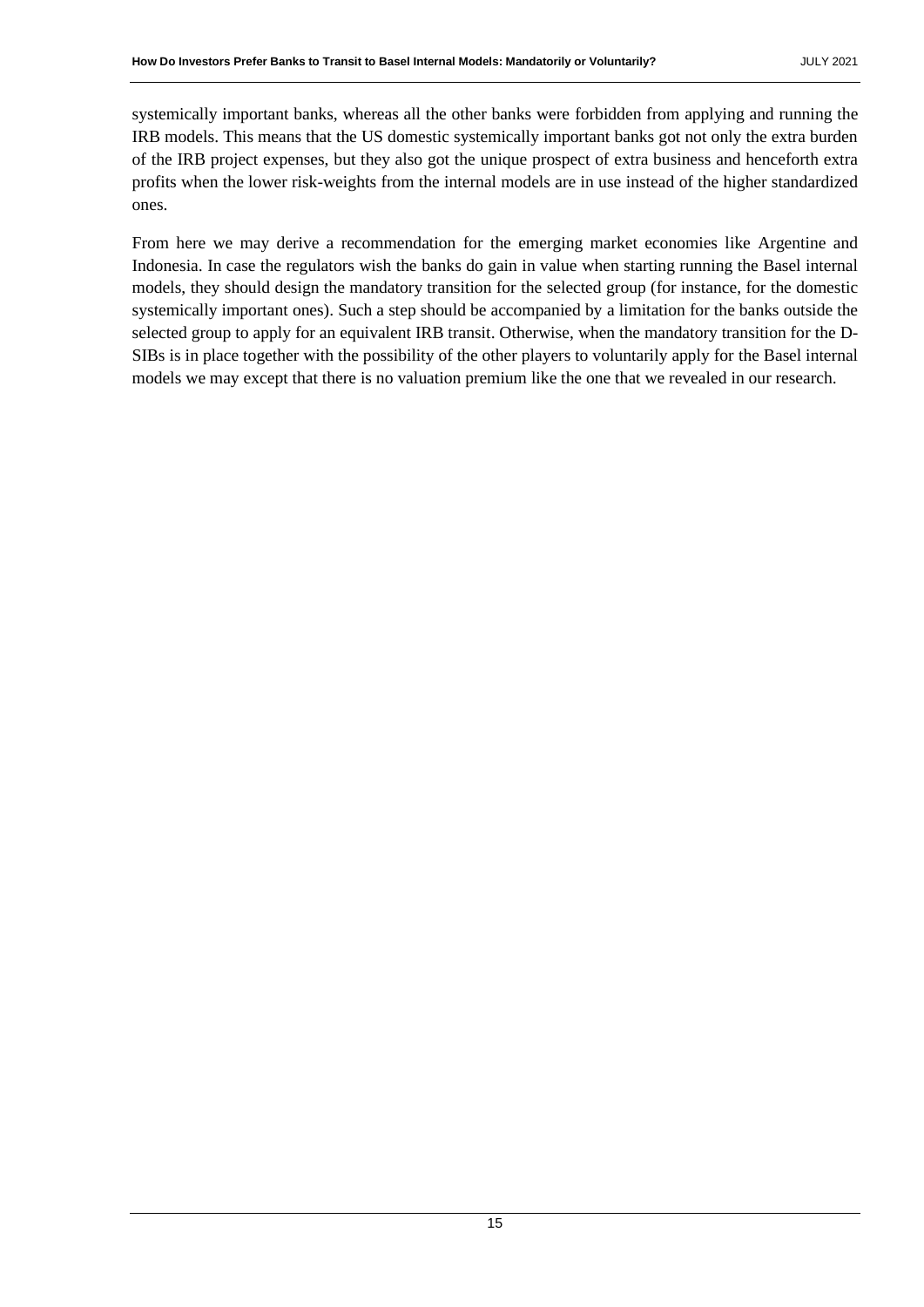systemically important banks, whereas all the other banks were forbidden from applying and running the IRB models. This means that the US domestic systemically important banks got not only the extra burden of the IRB project expenses, but they also got the unique prospect of extra business and henceforth extra profits when the lower risk-weights from the internal models are in use instead of the higher standardized ones.

From here we may derive a recommendation for the emerging market economies like Argentine and Indonesia. In case the regulators wish the banks do gain in value when starting running the Basel internal models, they should design the mandatory transition for the selected group (for instance, for the domestic systemically important ones). Such a step should be accompanied by a limitation for the banks outside the selected group to apply for an equivalent IRB transit. Otherwise, when the mandatory transition for the D-SIBs is in place together with the possibility of the other players to voluntarily apply for the Basel internal models we may except that there is no valuation premium like the one that we revealed in our research.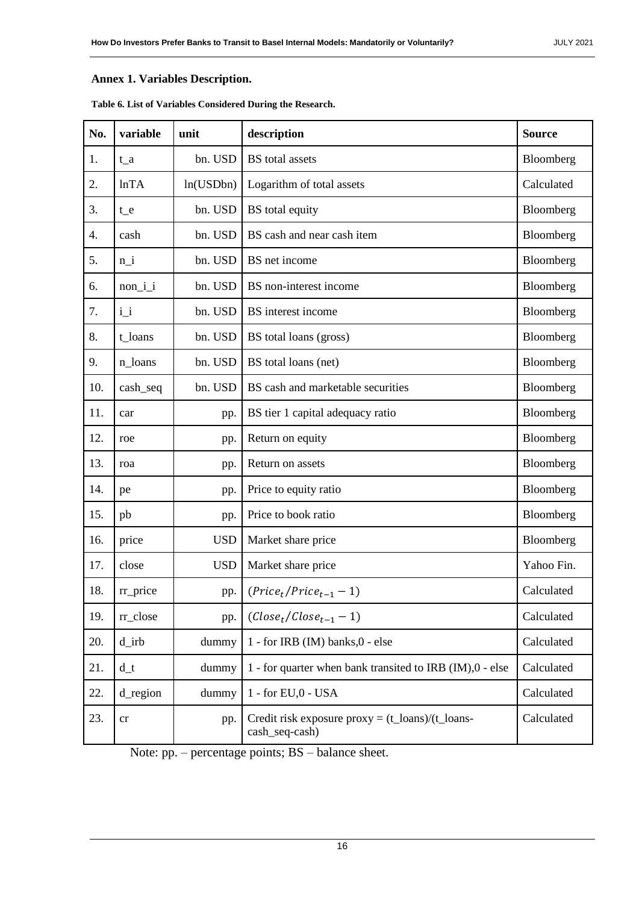## Annex 1. Variables Description.

**Table 6. List of Variables Considered During the Research.**

| No. | variable | unit | description | Source |
|---|---|---|---|---|
| 1. | t_a | bn. USD | BS total assets | Bloomberg |
| 2. | lnTA | ln(USDbn) | Logarithm of total assets | Calculated |
| 3. | t_e | bn. USD | BS total equity | Bloomberg |
| 4. | cash | bn. USD | BS cash and near cash item | Bloomberg |
| 5. | n_i | bn. USD | BS net income | Bloomberg |
| 6. | non_i_i | bn. USD | BS non-interest income | Bloomberg |
| 7. | i_i | bn. USD | BS interest income | Bloomberg |
| 8. | t_loans | bn. USD | BS total loans (gross) | Bloomberg |
| 9. | n_loans | bn. USD | BS total loans (net) | Bloomberg |
| 10. | cash_seq | bn. USD | BS cash and marketable securities | Bloomberg |
| 11. | car | pp. | BS tier 1 capital adequacy ratio | Bloomberg |
| 12. | roe | pp. | Return on equity | Bloomberg |
| 13. | roa | pp. | Return on assets | Bloomberg |
| 14. | pe | pp. | Price to equity ratio | Bloomberg |
| 15. | pb | pp. | Price to book ratio | Bloomberg |
| 16. | price | USD | Market share price | Bloomberg |
| 17. | close | USD | Market share price | Yahoo Fin. |
| 18. | rr_price | pp. | $(Price_t/Price_{t-1} - 1)$ | Calculated |
| 19. | rr_close | pp. | $(Close_t/Close_{t-1} - 1)$ | Calculated |
| 20. | d_irb | dummy | 1 - for IRB (IM) banks,0 - else | Calculated |
| 21. | d_t | dummy | 1 - for quarter when bank transited to IRB (IM),0 - else | Calculated |
| 22. | d_region | dummy | 1 - for EU,0 - USA | Calculated |
| 23. | cr | pp. | Credit risk exposure proxy = (t_loans)/(t_loans-cash_seq-cash) | Calculated |

Note: pp. – percentage points; BS – balance sheet.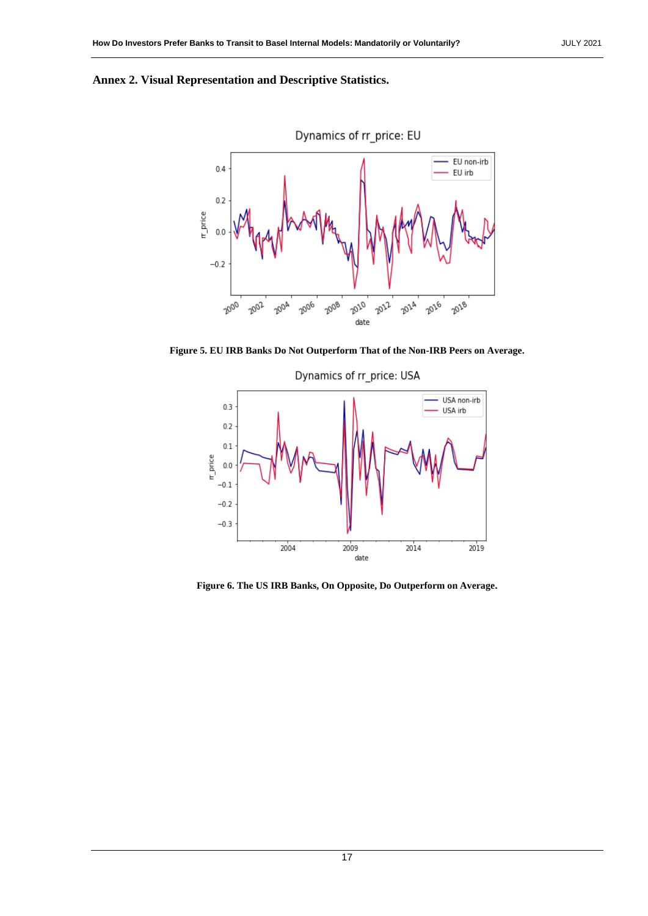## Annex 2. Visual Representation and Descriptive Statistics.

**Figure 5. EU IRB Banks Do Not Outperform That of the Non-IRB Peers on Average.**

**Figure 6. The US IRB Banks, On Opposite, Do Outperform on Average.**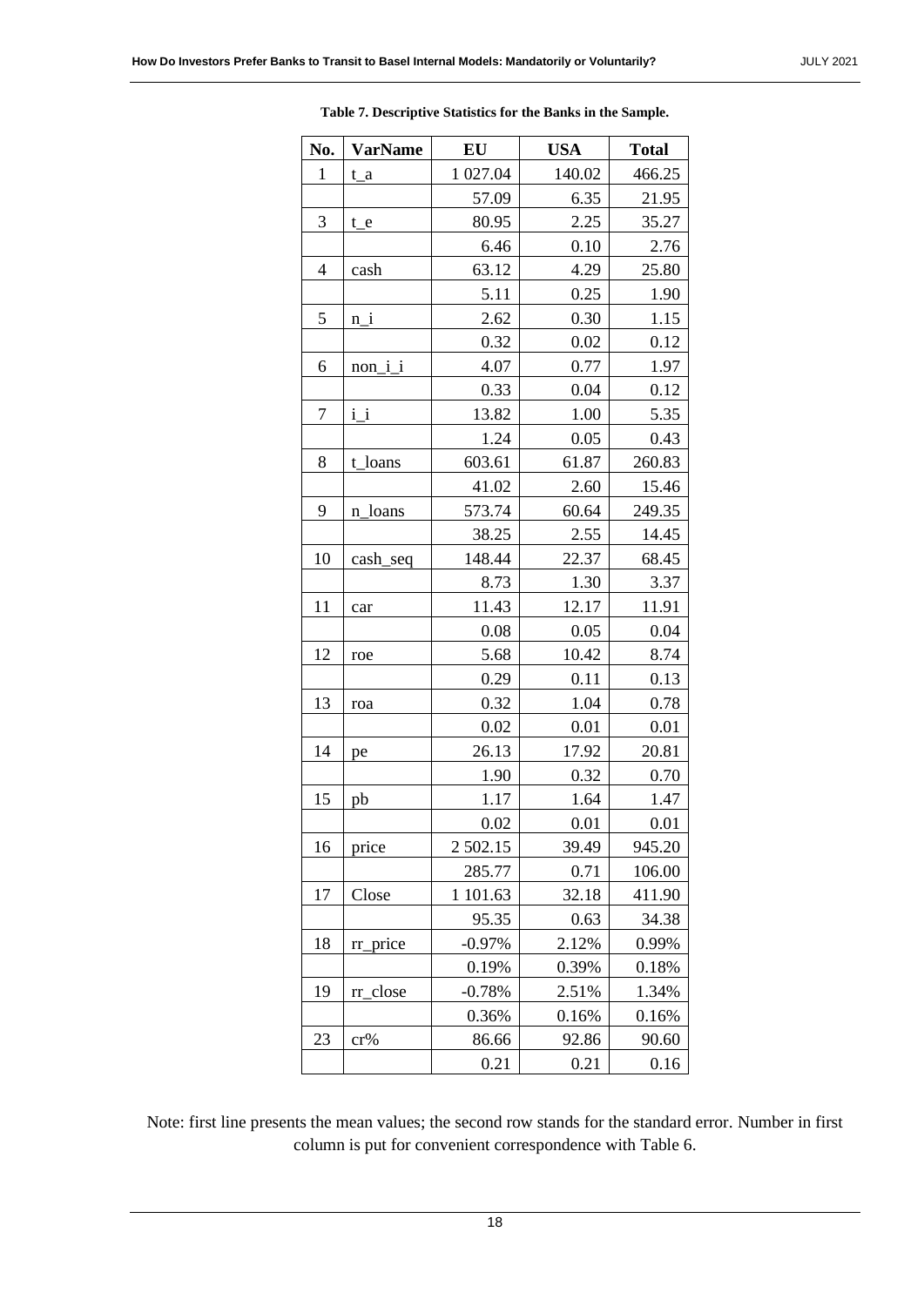**Table 7. Descriptive Statistics for the Banks in the Sample.**

| No. | VarName | EU | USA | Total |
|---|---|---|---|---|
| 1 | t_a | 1 027.04 | 140.02 | 466.25 |
| | | 57.09 | 6.35 | 21.95 |
| 3 | t_e | 80.95 | 2.25 | 35.27 |
| | | 6.46 | 0.10 | 2.76 |
| 4 | cash | 63.12 | 4.29 | 25.80 |
| | | 5.11 | 0.25 | 1.90 |
| 5 | n_i | 2.62 | 0.30 | 1.15 |
| | | 0.32 | 0.02 | 0.12 |
| 6 | non_i_i | 4.07 | 0.77 | 1.97 |
| | | 0.33 | 0.04 | 0.12 |
| 7 | i_i | 13.82 | 1.00 | 5.35 |
| | | 1.24 | 0.05 | 0.43 |
| 8 | t_loans | 603.61 | 61.87 | 260.83 |
| | | 41.02 | 2.60 | 15.46 |
| 9 | n_loans | 573.74 | 60.64 | 249.35 |
| | | 38.25 | 2.55 | 14.45 |
| 10 | cash_seq | 148.44 | 22.37 | 68.45 |
| | | 8.73 | 1.30 | 3.37 |
| 11 | car | 11.43 | 12.17 | 11.91 |
| | | 0.08 | 0.05 | 0.04 |
| 12 | roe | 5.68 | 10.42 | 8.74 |
| | | 0.29 | 0.11 | 0.13 |
| 13 | roa | 0.32 | 1.04 | 0.78 |
| | | 0.02 | 0.01 | 0.01 |
| 14 | pe | 26.13 | 17.92 | 20.81 |
| | | 1.90 | 0.32 | 0.70 |
| 15 | pb | 1.17 | 1.64 | 1.47 |
| | | 0.02 | 0.01 | 0.01 |
| 16 | price | 2 502.15 | 39.49 | 945.20 |
| | | 285.77 | 0.71 | 106.00 |
| 17 | Close | 1 101.63 | 32.18 | 411.90 |
| | | 95.35 | 0.63 | 34.38 |
| 18 | rr_price | -0.97% | 2.12% | 0.99% |
| | | 0.19% | 0.39% | 0.18% |
| 19 | rr_close | -0.78% | 2.51% | 1.34% |
| | | 0.36% | 0.16% | 0.16% |
| 23 | cr% | 86.66 | 92.86 | 90.60 |
| | | 0.21 | 0.21 | 0.16 |

Note: first line presents the mean values; the second row stands for the standard error. Number in first column is put for convenient correspondence with Table 6.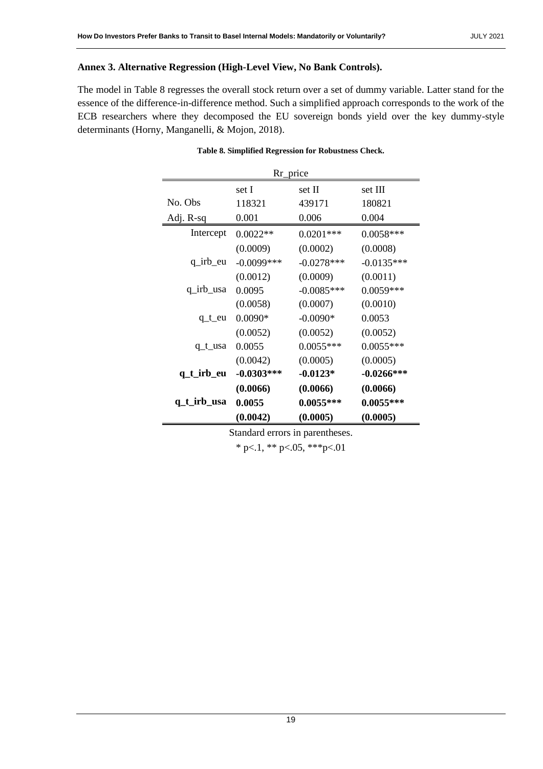**Annex 3. Alternative Regression (High-Level View, No Bank Controls).**

The model in Table 8 regresses the overall stock return over a set of dummy variable. Latter stand for the essence of the difference-in-difference method. Such a simplified approach corresponds to the work of the ECB researchers where they decomposed the EU sovereign bonds yield over the key dummy-style determinants (Horny, Manganelli, & Mojon, 2018).

**Table 8. Simplified Regression for Robustness Check.**

| | Rr_price | | |
|---|---|---|---|
| | set I | set II | set III |
| No. Obs | 118321 | 439171 | 180821 |
| Adj. R-sq | 0.001 | 0.006 | 0.004 |
| Intercept | 0.0022** | 0.0201*** | 0.0058*** |
| | (0.0009) | (0.0002) | (0.0008) |
| q_irb_eu | -0.0099*** | -0.0278*** | -0.0135*** |
| | (0.0012) | (0.0009) | (0.0011) |
| q_irb_usa | 0.0095 | -0.0085*** | 0.0059*** |
| | (0.0058) | (0.0007) | (0.0010) |
| q_t_eu | 0.0090* | -0.0090* | 0.0053 |
| | (0.0052) | (0.0052) | (0.0052) |
| q_t_usa | 0.0055 | 0.0055*** | 0.0055*** |
| | (0.0042) | (0.0005) | (0.0005) |
| **q_t_irb_eu** | **-0.0303*** ** | **-0.0123* ** | **-0.0266*** ** |
| | **(0.0066)** | **(0.0066)** | **(0.0066)** |
| **q_t_irb_usa** | **0.0055** | **0.0055*** ** | **0.0055*** ** |
| | **(0.0042)** | **(0.0005)** | **(0.0005)** |

Standard errors in parentheses.

* p<.1, ** p<.05, ***p<.01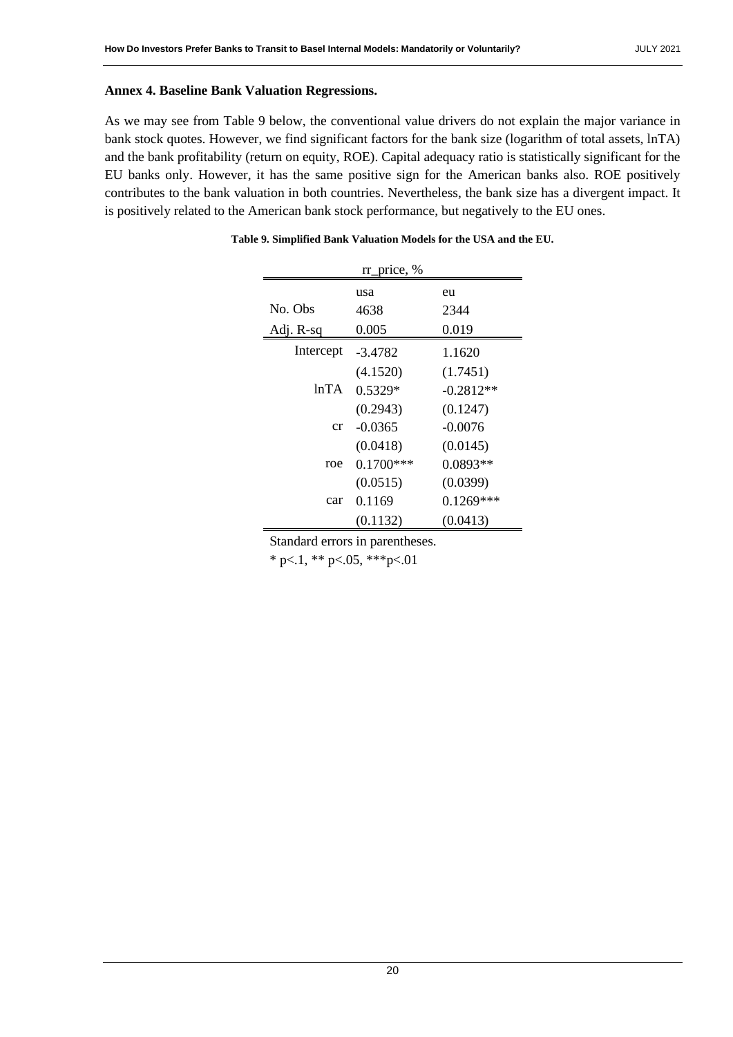### Annex 4. Baseline Bank Valuation Regressions.

As we may see from Table 9 below, the conventional value drivers do not explain the major variance in bank stock quotes. However, we find significant factors for the bank size (logarithm of total assets, lnTA) and the bank profitability (return on equity, ROE). Capital adequacy ratio is statistically significant for the EU banks only. However, it has the same positive sign for the American banks also. ROE positively contributes to the bank valuation in both countries. Nevertheless, the bank size has a divergent impact. It is positively related to the American bank stock performance, but negatively to the EU ones.

**Table 9. Simplified Bank Valuation Models for the USA and the EU.**

| rr_price, % | | |
|---|---|---|
| | usa | eu |
| No. Obs | 4638 | 2344 |
| Adj. R-sq | 0.005 | 0.019 |
| Intercept | -3.4782 | 1.1620 |
| | (4.1520) | (1.7451) |
| lnTA | 0.5329* | -0.2812** |
| | (0.2943) | (0.1247) |
| cr | -0.0365 | -0.0076 |
| | (0.0418) | (0.0145) |
| roe | 0.1700*** | 0.0893** |
| | (0.0515) | (0.0399) |
| car | 0.1169 | 0.1269*** |
| | (0.1132) | (0.0413) |

Standard errors in parentheses.

* p<.1, ** p<.05, ***p<.01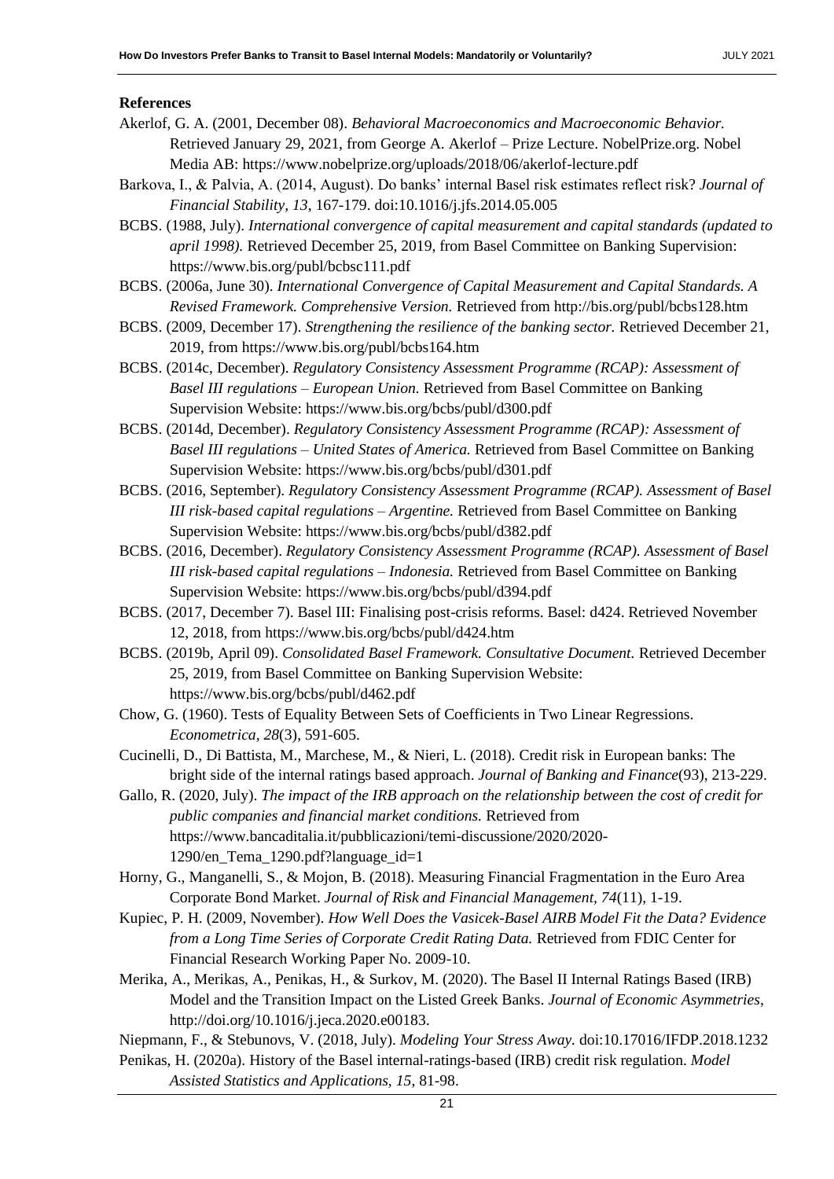**References**

Akerlof, G. A. (2001, December 08). *Behavioral Macroeconomics and Macroeconomic Behavior.* Retrieved January 29, 2021, from George A. Akerlof – Prize Lecture. NobelPrize.org. Nobel Media AB: https://www.nobelprize.org/uploads/2018/06/akerlof-lecture.pdf

Barkova, I., & Palvia, A. (2014, August). Do banks' internal Basel risk estimates reflect risk? *Journal of Financial Stability, 13*, 167-179. doi:10.1016/j.jfs.2014.05.005

BCBS. (1988, July). *International convergence of capital measurement and capital standards (updated to april 1998).* Retrieved December 25, 2019, from Basel Committee on Banking Supervision: https://www.bis.org/publ/bcbsc111.pdf

BCBS. (2006a, June 30). *International Convergence of Capital Measurement and Capital Standards. A Revised Framework. Comprehensive Version.* Retrieved from http://bis.org/publ/bcbs128.htm

BCBS. (2009, December 17). *Strengthening the resilience of the banking sector.* Retrieved December 21, 2019, from https://www.bis.org/publ/bcbs164.htm

BCBS. (2014c, December). *Regulatory Consistency Assessment Programme (RCAP): Assessment of Basel III regulations – European Union.* Retrieved from Basel Committee on Banking Supervision Website: https://www.bis.org/bcbs/publ/d300.pdf

BCBS. (2014d, December). *Regulatory Consistency Assessment Programme (RCAP): Assessment of Basel III regulations – United States of America.* Retrieved from Basel Committee on Banking Supervision Website: https://www.bis.org/bcbs/publ/d301.pdf

BCBS. (2016, September). *Regulatory Consistency Assessment Programme (RCAP). Assessment of Basel III risk-based capital regulations – Argentine.* Retrieved from Basel Committee on Banking Supervision Website: https://www.bis.org/bcbs/publ/d382.pdf

BCBS. (2016, December). *Regulatory Consistency Assessment Programme (RCAP). Assessment of Basel III risk-based capital regulations – Indonesia.* Retrieved from Basel Committee on Banking Supervision Website: https://www.bis.org/bcbs/publ/d394.pdf

BCBS. (2017, December 7). Basel III: Finalising post-crisis reforms. Basel: d424. Retrieved November 12, 2018, from https://www.bis.org/bcbs/publ/d424.htm

BCBS. (2019b, April 09). *Consolidated Basel Framework. Consultative Document.* Retrieved December 25, 2019, from Basel Committee on Banking Supervision Website: https://www.bis.org/bcbs/publ/d462.pdf

Chow, G. (1960). Tests of Equality Between Sets of Coefficients in Two Linear Regressions. *Econometrica, 28*(3), 591-605.

Cucinelli, D., Di Battista, M., Marchese, M., & Nieri, L. (2018). Credit risk in European banks: The bright side of the internal ratings based approach. *Journal of Banking and Finance*(93), 213-229.

Gallo, R. (2020, July). *The impact of the IRB approach on the relationship between the cost of credit for public companies and financial market conditions.* Retrieved from https://www.bancaditalia.it/pubblicazioni/temi-discussione/2020/2020-1290/en_Tema_1290.pdf?language_id=1

Horny, G., Manganelli, S., & Mojon, B. (2018). Measuring Financial Fragmentation in the Euro Area Corporate Bond Market. *Journal of Risk and Financial Management, 74*(11), 1-19.

Kupiec, P. H. (2009, November). *How Well Does the Vasicek-Basel AIRB Model Fit the Data? Evidence from a Long Time Series of Corporate Credit Rating Data.* Retrieved from FDIC Center for Financial Research Working Paper No. 2009-10.

Merika, A., Merikas, A., Penikas, H., & Surkov, M. (2020). The Basel II Internal Ratings Based (IRB) Model and the Transition Impact on the Listed Greek Banks. *Journal of Economic Asymmetries*, http://doi.org/10.1016/j.jeca.2020.e00183.

Niepmann, F., & Stebunovs, V. (2018, July). *Modeling Your Stress Away.* doi:10.17016/IFDP.2018.1232

Penikas, H. (2020a). History of the Basel internal-ratings-based (IRB) credit risk regulation. *Model Assisted Statistics and Applications, 15*, 81-98.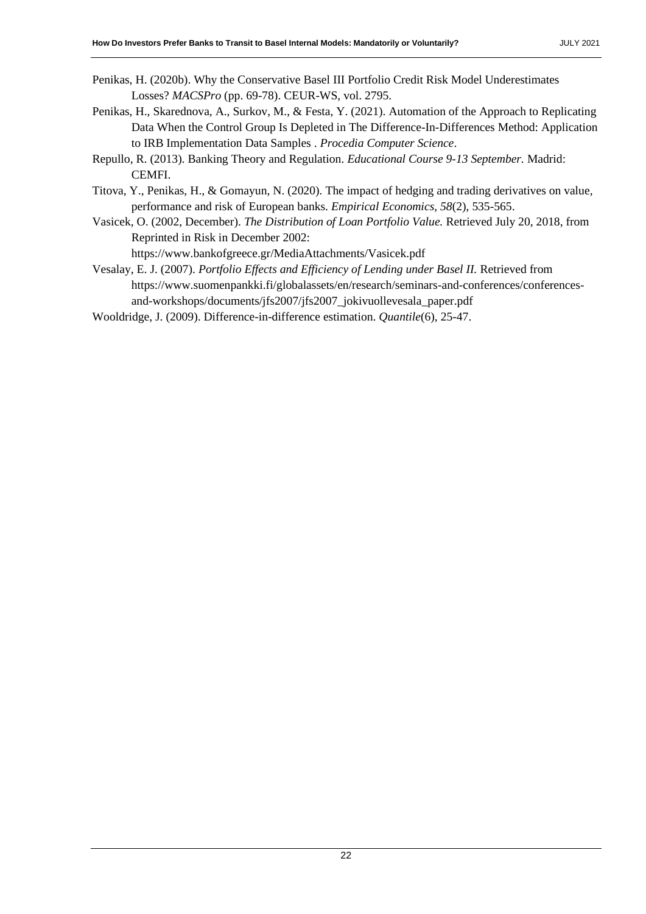Penikas, H. (2020b). Why the Conservative Basel III Portfolio Credit Risk Model Underestimates Losses? *MACSPro* (pp. 69-78). CEUR-WS, vol. 2795.

Penikas, H., Skarednova, A., Surkov, M., & Festa, Y. (2021). Automation of the Approach to Replicating Data When the Control Group Is Depleted in The Difference-In-Differences Method: Application to IRB Implementation Data Samples . *Procedia Computer Science*.

Repullo, R. (2013). Banking Theory and Regulation. *Educational Course 9-13 September.* Madrid: CEMFI.

Titova, Y., Penikas, H., & Gomayun, N. (2020). The impact of hedging and trading derivatives on value, performance and risk of European banks. *Empirical Economics, 58*(2), 535-565.

Vasicek, O. (2002, December). *The Distribution of Loan Portfolio Value.* Retrieved July 20, 2018, from Reprinted in Risk in December 2002: https://www.bankofgreece.gr/MediaAttachments/Vasicek.pdf

Vesalay, E. J. (2007). *Portfolio Effects and Efficiency of Lending under Basel II.* Retrieved from https://www.suomenpankki.fi/globalassets/en/research/seminars-and-conferences/conferences-and-workshops/documents/jfs2007/jfs2007_jokivuollevesala_paper.pdf

Wooldridge, J. (2009). Difference-in-difference estimation. *Quantile*(6), 25-47.